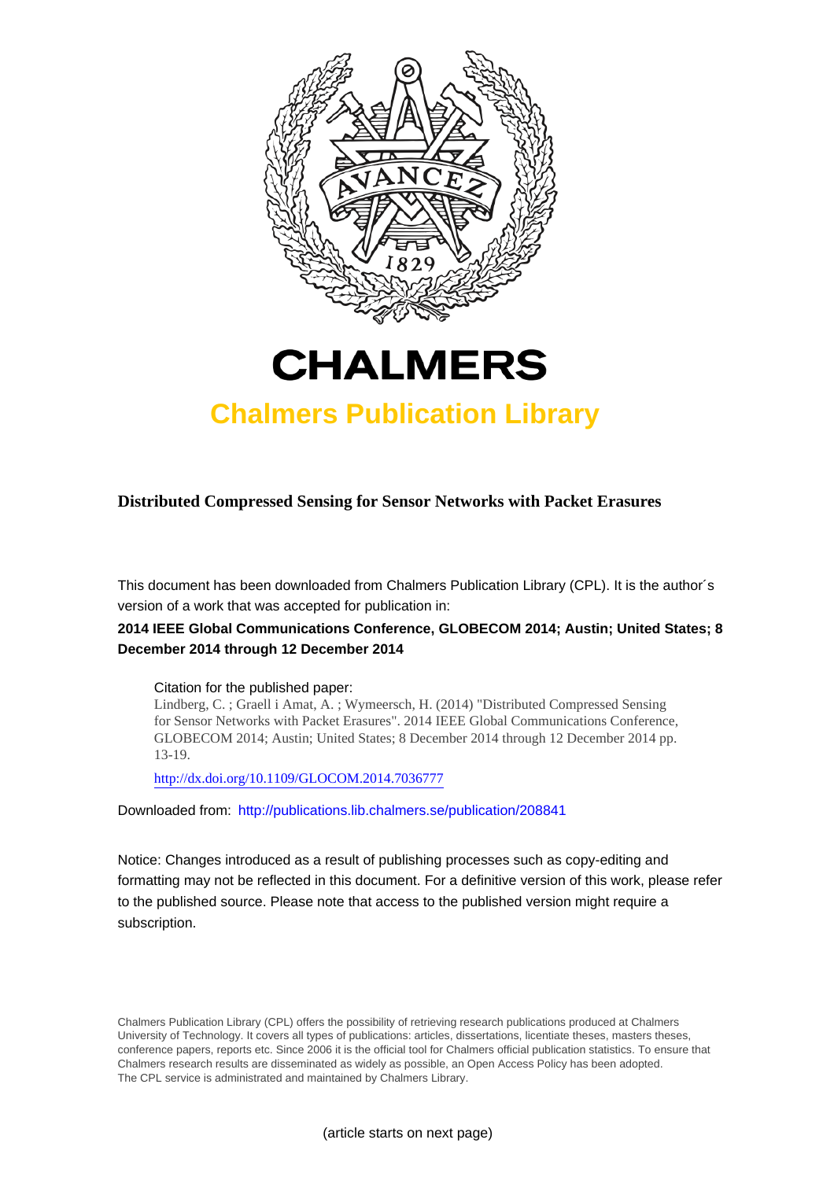# CHALMERS

## Chalmers Publication Library

**Distributed Compressed Sensing for Sensor Networks with Packet Erasures**

This document has been downloaded from Chalmers Publication Library (CPL). It is the author´s version of a work that was accepted for publication in:

**2014 IEEE Global Communications Conference, GLOBECOM 2014; Austin; United States; 8 December 2014 through 12 December 2014**

Citation for the published paper:
Lindberg, C. ; Graell i Amat, A. ; Wymeersch, H. (2014) "Distributed Compressed Sensing for Sensor Networks with Packet Erasures". 2014 IEEE Global Communications Conference, GLOBECOM 2014; Austin; United States; 8 December 2014 through 12 December 2014 pp. 13-19.

http://dx.doi.org/10.1109/GLOCOM.2014.7036777

Downloaded from: http://publications.lib.chalmers.se/publication/208841

Notice: Changes introduced as a result of publishing processes such as copy-editing and formatting may not be reflected in this document. For a definitive version of this work, please refer to the published source. Please note that access to the published version might require a subscription.

Chalmers Publication Library (CPL) offers the possibility of retrieving research publications produced at Chalmers University of Technology. It covers all types of publications: articles, dissertations, licentiate theses, masters theses, conference papers, reports etc. Since 2006 it is the official tool for Chalmers official publication statistics. To ensure that Chalmers research results are disseminated as widely as possible, an Open Access Policy has been adopted. The CPL service is administrated and maintained by Chalmers Library.

(article starts on next page)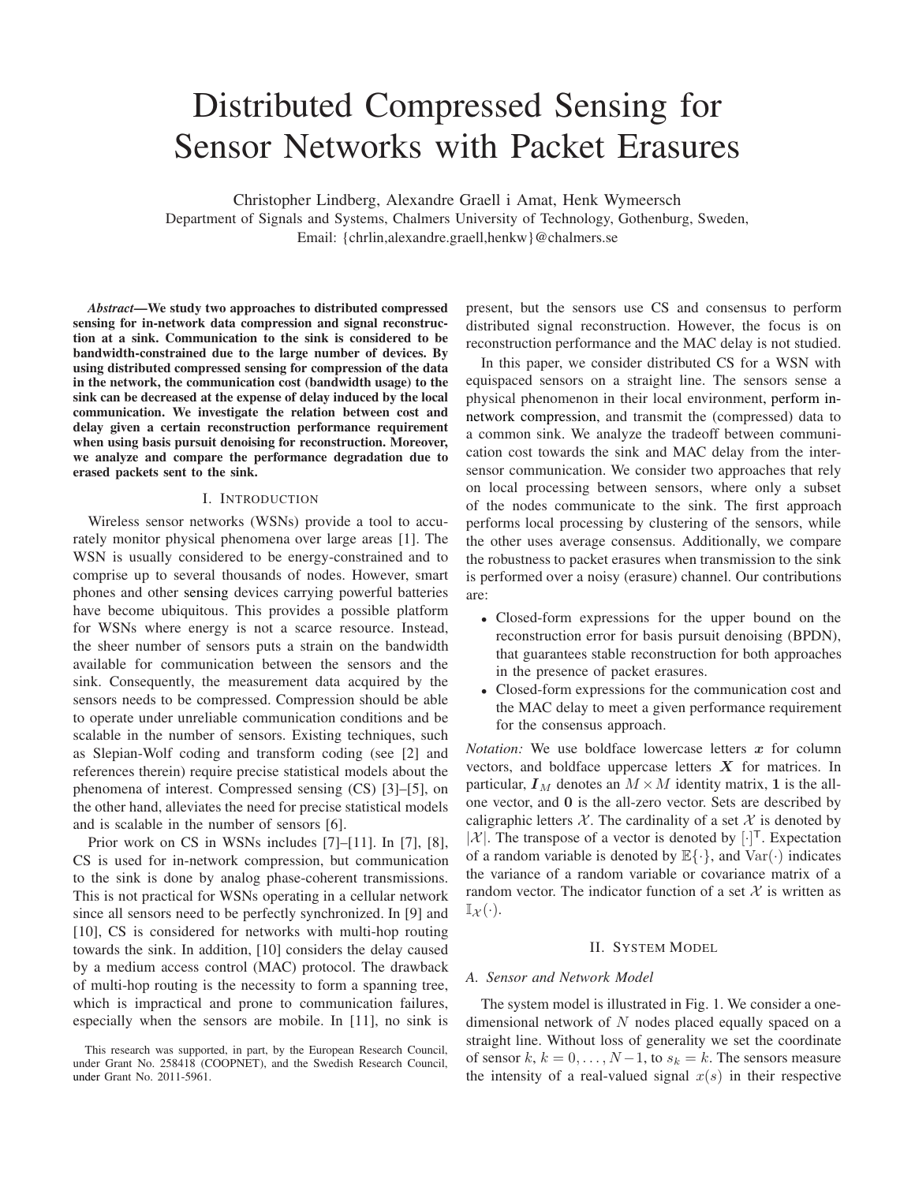# Distributed Compressed Sensing for Sensor Networks with Packet Erasures

Christopher Lindberg, Alexandre Graell i Amat, Henk Wymeersch
Department of Signals and Systems, Chalmers University of Technology, Gothenburg, Sweden,
Email: {chrlin,alexandre.graell,henkw}@chalmers.se

***Abstract*—We study two approaches to distributed compressed sensing for in-network data compression and signal reconstruction at a sink. Communication to the sink is considered to be bandwidth-constrained due to the large number of devices. By using distributed compressed sensing for compression of the data in the network, the communication cost (bandwidth usage) to the sink can be decreased at the expense of delay induced by the local communication. We investigate the relation between cost and delay given a certain reconstruction performance requirement when using basis pursuit denoising for reconstruction. Moreover, we analyze and compare the performance degradation due to erased packets sent to the sink.**

## I. Introduction

Wireless sensor networks (WSNs) provide a tool to accurately monitor physical phenomena over large areas [1]. The WSN is usually considered to be energy-constrained and to comprise up to several thousands of nodes. However, smart phones and other sensing devices carrying powerful batteries have become ubiquitous. This provides a possible platform for WSNs where energy is not a scarce resource. Instead, the sheer number of sensors puts a strain on the bandwidth available for communication between the sensors and the sink. Consequently, the measurement data acquired by the sensors needs to be compressed. Compression should be able to operate under unreliable communication conditions and be scalable in the number of sensors. Existing techniques, such as Slepian-Wolf coding and transform coding (see [2] and references therein) require precise statistical models about the phenomena of interest. Compressed sensing (CS) [3]–[5], on the other hand, alleviates the need for precise statistical models and is scalable in the number of sensors [6].

Prior work on CS in WSNs includes [7]–[11]. In [7], [8], CS is used for in-network compression, but communication to the sink is done by analog phase-coherent transmissions. This is not practical for WSNs operating in a cellular network since all sensors need to be perfectly synchronized. In [9] and [10], CS is considered for networks with multi-hop routing towards the sink. In addition, [10] considers the delay caused by a medium access control (MAC) protocol. The drawback of multi-hop routing is the necessity to form a spanning tree, which is impractical and prone to communication failures, especially when the sensors are mobile. In [11], no sink is present, but the sensors use CS and consensus to perform distributed signal reconstruction. However, the focus is on reconstruction performance and the MAC delay is not studied.

In this paper, we consider distributed CS for a WSN with equispaced sensors on a straight line. The sensors sense a physical phenomenon in their local environment, perform in-network compression, and transmit the (compressed) data to a common sink. We analyze the tradeoff between communication cost towards the sink and MAC delay from the inter-sensor communication. We consider two approaches that rely on local processing between sensors, where only a subset of the nodes communicate to the sink. The first approach performs local processing by clustering of the sensors, while the other uses average consensus. Additionally, we compare the robustness to packet erasures when transmission to the sink is performed over a noisy (erasure) channel. Our contributions are:

- Closed-form expressions for the upper bound on the reconstruction error for basis pursuit denoising (BPDN), that guarantees stable reconstruction for both approaches in the presence of packet erasures.
- Closed-form expressions for the communication cost and the MAC delay to meet a given performance requirement for the consensus approach.

*Notation:* We use boldface lowercase letters $\boldsymbol{x}$ for column vectors, and boldface uppercase letters $\boldsymbol{X}$ for matrices. In particular, $\boldsymbol{I}_M$ denotes an $M \times M$ identity matrix, $\mathbf{1}$ is the all-one vector, and $\mathbf{0}$ is the all-zero vector. Sets are described by caligraphic letters $\mathcal{X}$. The cardinality of a set $\mathcal{X}$ is denoted by $|\mathcal{X}|$. The transpose of a vector is denoted by $[\cdot]^{\mathsf{T}}$. Expectation of a random variable is denoted by $\mathbb{E}\{\cdot\}$, and $\mathrm{Var}(\cdot)$ indicates the variance of a random variable or covariance matrix of a random vector. The indicator function of a set $\mathcal{X}$ is written as $\mathbb{I}_{\mathcal{X}}(\cdot)$.

## II. System Model

### A. Sensor and Network Model

The system model is illustrated in Fig. 1. We consider a one-dimensional network of $N$ nodes placed equally spaced on a straight line. Without loss of generality we set the coordinate of sensor $k$, $k = 0, \dots, N-1$, to $s_k = k$. The sensors measure the intensity of a real-valued signal $x(s)$ in their respective

This research was supported, in part, by the European Research Council, under Grant No. 258418 (COOPNET), and the Swedish Research Council, under Grant No. 2011-5961.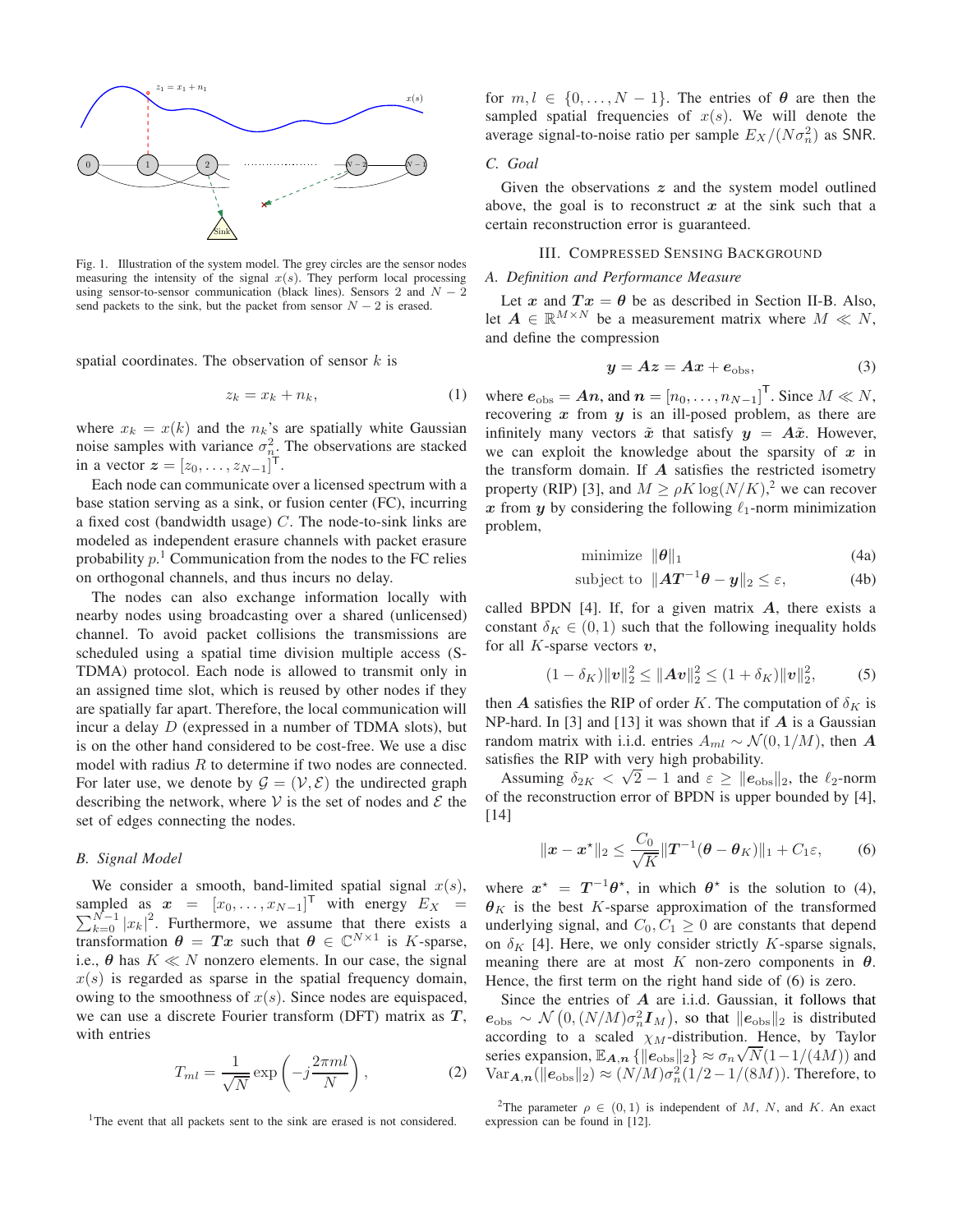Fig. 1. Illustration of the system model. The grey circles are the sensor nodes measuring the intensity of the signal $x(s)$. They perform local processing using sensor-to-sensor communication (black lines). Sensors 2 and $N-2$ send packets to the sink, but the packet from sensor $N-2$ is erased.

spatial coordinates. The observation of sensor $k$ is

$$z_k = x_k + n_k, \tag{1}$$

where $x_k = x(k)$ and the $n_k$'s are spatially white Gaussian noise samples with variance $\sigma_n^2$. The observations are stacked in a vector $\boldsymbol{z} = [z_0, \ldots, z_{N-1}]^\mathsf{T}$.

Each node can communicate over a licensed spectrum with a base station serving as a sink, or fusion center (FC), incurring a fixed cost (bandwidth usage) $C$. The node-to-sink links are modeled as independent erasure channels with packet erasure probability $p$.[1] Communication from the nodes to the FC relies on orthogonal channels, and thus incurs no delay.

The nodes can also exchange information locally with nearby nodes using broadcasting over a shared (unlicensed) channel. To avoid packet collisions the transmissions are scheduled using a spatial time division multiple access (S-TDMA) protocol. Each node is allowed to transmit only in an assigned time slot, which is reused by other nodes if they are spatially far apart. Therefore, the local communication will incur a delay $D$ (expressed in a number of TDMA slots), but is on the other hand considered to be cost-free. We use a disc model with radius $R$ to determine if two nodes are connected. For later use, we denote by $\mathcal{G} = (\mathcal{V}, \mathcal{E})$ the undirected graph describing the network, where $\mathcal{V}$ is the set of nodes and $\mathcal{E}$ the set of edges connecting the nodes.

### B. Signal Model

We consider a smooth, band-limited spatial signal $x(s)$, sampled as $\boldsymbol{x} = [x_0, \ldots, x_{N-1}]^\mathsf{T}$ with energy $E_X = \sum_{k=0}^{N-1} |x_k|^2$. Furthermore, we assume that there exists a transformation $\boldsymbol{\theta} = \boldsymbol{T}\boldsymbol{x}$ such that $\boldsymbol{\theta} \in \mathbb{C}^{N\times 1}$ is $K$-sparse, i.e., $\boldsymbol{\theta}$ has $K \ll N$ nonzero elements. In our case, the signal $x(s)$ is regarded as sparse in the spatial frequency domain, owing to the smoothness of $x(s)$. Since nodes are equispaced, we can use a discrete Fourier transform (DFT) matrix as $\boldsymbol{T}$, with entries

$$T_{ml} = \frac{1}{\sqrt{N}} \exp\left(-j\frac{2\pi ml}{N}\right), \tag{2}$$

for $m, l \in \{0, \ldots, N-1\}$. The entries of $\boldsymbol{\theta}$ are then the sampled spatial frequencies of $x(s)$. We will denote the average signal-to-noise ratio per sample $E_X/(N\sigma_n^2)$ as $\mathsf{SNR}$.

### C. Goal

Given the observations $\boldsymbol{z}$ and the system model outlined above, the goal is to reconstruct $\boldsymbol{x}$ at the sink such that a certain reconstruction error is guaranteed.

## III. Compressed Sensing Background

### A. Definition and Performance Measure

Let $\boldsymbol{x}$ and $\boldsymbol{T}\boldsymbol{x} = \boldsymbol{\theta}$ be as described in Section II-B. Also, let $\boldsymbol{A} \in \mathbb{R}^{M\times N}$ be a measurement matrix where $M \ll N$, and define the compression

$$\boldsymbol{y} = \boldsymbol{A}\boldsymbol{z} = \boldsymbol{A}\boldsymbol{x} + \boldsymbol{e}_{\text{obs}}, \tag{3}$$

where $\boldsymbol{e}_{\text{obs}} = \boldsymbol{A}\boldsymbol{n}$, and $\boldsymbol{n} = [n_0, \ldots, n_{N-1}]^\mathsf{T}$. Since $M \ll N$, recovering $\boldsymbol{x}$ from $\boldsymbol{y}$ is an ill-posed problem, as there are infinitely many vectors $\tilde{\boldsymbol{x}}$ that satisfy $\boldsymbol{y} = \boldsymbol{A}\tilde{\boldsymbol{x}}$. However, we can exploit the knowledge about the sparsity of $\boldsymbol{x}$ in the transform domain. If $\boldsymbol{A}$ satisfies the restricted isometry property (RIP) [3], and $M \geq \rho K \log(N/K)$,[2] we can recover $\boldsymbol{x}$ from $\boldsymbol{y}$ by considering the following $\ell_1$-norm minimization problem,

$$\text{minimize} \;\; \|\boldsymbol{\theta}\|_1 \tag{4a}$$

$$\text{subject to} \;\; \|\boldsymbol{A}\boldsymbol{T}^{-1}\boldsymbol{\theta} - \boldsymbol{y}\|_2 \leq \varepsilon, \tag{4b}$$

called BPDN [4]. If, for a given matrix $\boldsymbol{A}$, there exists a constant $\delta_K \in (0,1)$ such that the following inequality holds for all $K$-sparse vectors $\boldsymbol{v}$,

$$(1-\delta_K)\|\boldsymbol{v}\|_2^2 \leq \|\boldsymbol{A}\boldsymbol{v}\|_2^2 \leq (1+\delta_K)\|\boldsymbol{v}\|_2^2, \tag{5}$$

then $\boldsymbol{A}$ satisfies the RIP of order $K$. The computation of $\delta_K$ is NP-hard. In [3] and [13] it was shown that if $\boldsymbol{A}$ is a Gaussian random matrix with i.i.d. entries $A_{ml} \sim \mathcal{N}(0, 1/M)$, then $\boldsymbol{A}$ satisfies the RIP with very high probability.

Assuming $\delta_{2K} < \sqrt{2} - 1$ and $\varepsilon \geq \|\boldsymbol{e}_{\text{obs}}\|_2$, the $\ell_2$-norm of the reconstruction error of BPDN is upper bounded by [4], [14]

$$\|\boldsymbol{x} - \boldsymbol{x}^\star\|_2 \leq \frac{C_0}{\sqrt{K}}\|\boldsymbol{T}^{-1}(\boldsymbol{\theta} - \boldsymbol{\theta}_K)\|_1 + C_1\varepsilon, \tag{6}$$

where $\boldsymbol{x}^\star = \boldsymbol{T}^{-1}\boldsymbol{\theta}^\star$, in which $\boldsymbol{\theta}^\star$ is the solution to (4), $\boldsymbol{\theta}_K$ is the best $K$-sparse approximation of the transformed underlying signal, and $C_0, C_1 \geq 0$ are constants that depend on $\delta_K$ [4]. Here, we only consider strictly $K$-sparse signals, meaning there are at most $K$ non-zero components in $\boldsymbol{\theta}$. Hence, the first term on the right hand side of (6) is zero.

Since the entries of $\boldsymbol{A}$ are i.i.d. Gaussian, it follows that $\boldsymbol{e}_{\text{obs}} \sim \mathcal{N}\left(0, (N/M)\sigma_n^2 \boldsymbol{I}_M\right)$, so that $\|\boldsymbol{e}_{\text{obs}}\|_2$ is distributed according to a scaled $\chi_M$-distribution. Hence, by Taylor series expansion, $\mathbb{E}_{\boldsymbol{A},\boldsymbol{n}}\{\|\boldsymbol{e}_{\text{obs}}\|_2\} \approx \sigma_n\sqrt{N}(1 - 1/(4M))$ and $\text{Var}_{\boldsymbol{A},\boldsymbol{n}}(\|\boldsymbol{e}_{\text{obs}}\|_2) \approx (N/M)\sigma_n^2(1/2 - 1/(8M))$. Therefore, to

[1] The event that all packets sent to the sink are erased is not considered.

[2] The parameter $\rho \in (0,1)$ is independent of $M$, $N$, and $K$. An exact expression can be found in [12].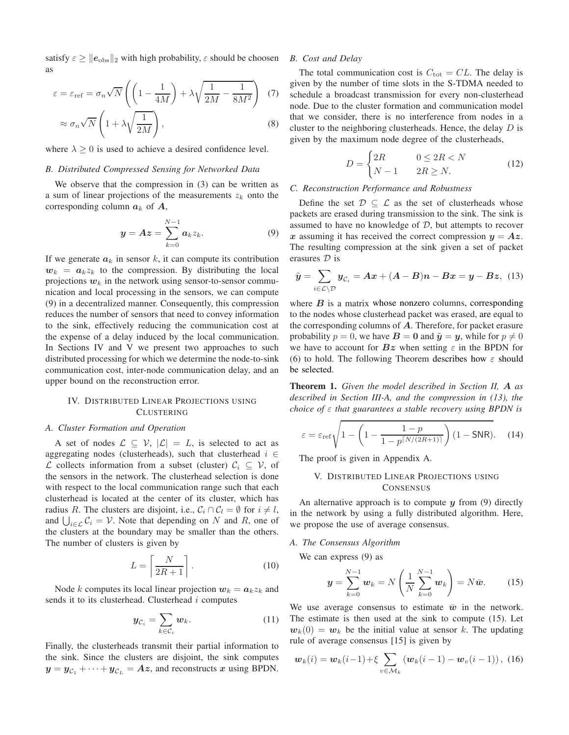satisfy $\varepsilon \geq \|e_{\text{obs}}\|_2$ with high probability, $\varepsilon$ should be choosen as

$$\varepsilon = \varepsilon_{\text{ref}} = \sigma_n \sqrt{N} \left( \left(1 - \frac{1}{4M}\right) + \lambda \sqrt{\frac{1}{2M} - \frac{1}{8M^2}} \right) \quad (7)$$

$$\approx \sigma_n \sqrt{N} \left( 1 + \lambda \sqrt{\frac{1}{2M}} \right), \quad (8)$$

where $\lambda \geq 0$ is used to achieve a desired confidence level.

### B. Distributed Compressed Sensing for Networked Data

We observe that the compression in (3) can be written as a sum of linear projections of the measurements $z_k$ onto the corresponding column $\boldsymbol{a}_k$ of $\boldsymbol{A}$,

$$\boldsymbol{y} = \boldsymbol{A}\boldsymbol{z} = \sum_{k=0}^{N-1} \boldsymbol{a}_k z_k. \quad (9)$$

If we generate $\boldsymbol{a}_k$ in sensor $k$, it can compute its contribution $\boldsymbol{w}_k = \boldsymbol{a}_k z_k$ to the compression. By distributing the local projections $\boldsymbol{w}_k$ in the network using sensor-to-sensor communication and local processing in the sensors, we can compute (9) in a decentralized manner. Consequently, this compression reduces the number of sensors that need to convey information to the sink, effectively reducing the communication cost at the expense of a delay induced by the local communication. In Sections IV and V we present two approaches to such distributed processing for which we determine the node-to-sink communication cost, inter-node communication delay, and an upper bound on the reconstruction error.

## IV. Distributed Linear Projections using Clustering

### A. Cluster Formation and Operation

A set of nodes $\mathcal{L} \subseteq \mathcal{V}$, $|\mathcal{L}| = L$, is selected to act as aggregating nodes (clusterheads), such that clusterhead $i \in \mathcal{L}$ collects information from a subset (cluster) $\mathcal{C}_i \subseteq \mathcal{V}$, of the sensors in the network. The clusterhead selection is done with respect to the local communication range such that each clusterhead is located at the center of its cluster, which has radius $R$. The clusters are disjoint, i.e., $\mathcal{C}_i \cap \mathcal{C}_l = \emptyset$ for $i \neq l$, and $\bigcup_{i \in \mathcal{L}} \mathcal{C}_i = \mathcal{V}$. Note that depending on $N$ and $R$, one of the clusters at the boundary may be smaller than the others. The number of clusters is given by

$$L = \left\lceil \frac{N}{2R+1} \right\rceil. \quad (10)$$

Node $k$ computes its local linear projection $\boldsymbol{w}_k = \boldsymbol{a}_k z_k$ and sends it to its clusterhead. Clusterhead $i$ computes

$$\boldsymbol{y}_{\mathcal{C}_i} = \sum_{k \in \mathcal{C}_i} \boldsymbol{w}_k. \quad (11)$$

Finally, the clusterheads transmit their partial information to the sink. Since the clusters are disjoint, the sink computes $\boldsymbol{y} = \boldsymbol{y}_{\mathcal{C}_1} + \cdots + \boldsymbol{y}_{\mathcal{C}_L} = \boldsymbol{A}\boldsymbol{z}$, and reconstructs $\boldsymbol{x}$ using BPDN.

### B. Cost and Delay

The total communication cost is $C_{\text{tot}} = CL$. The delay is given by the number of time slots in the S-TDMA needed to schedule a broadcast transmission for every non-clusterhead node. Due to the cluster formation and communication model that we consider, there is no interference from nodes in a cluster to the neighboring clusterheads. Hence, the delay $D$ is given by the maximum node degree of the clusterheads,

$$D = \begin{cases} 2R & 0 \leq 2R < N \\ N-1 & 2R \geq N. \end{cases} \quad (12)$$

### C. Reconstruction Performance and Robustness

Define the set $\mathcal{D} \subseteq \mathcal{L}$ as the set of clusterheads whose packets are erased during transmission to the sink. The sink is assumed to have no knowledge of $\mathcal{D}$, but attempts to recover $\boldsymbol{x}$ assuming it has received the correct compression $\boldsymbol{y} = \boldsymbol{A}\boldsymbol{z}$. The resulting compression at the sink given a set of packet erasures $\mathcal{D}$ is

$$\tilde{\boldsymbol{y}} = \sum_{i \in \mathcal{L} \setminus \mathcal{D}} \boldsymbol{y}_{\mathcal{C}_i} = \boldsymbol{A}\boldsymbol{x} + (\boldsymbol{A} - \boldsymbol{B})\boldsymbol{n} - \boldsymbol{B}\boldsymbol{x} = \boldsymbol{y} - \boldsymbol{B}\boldsymbol{z}, \quad (13)$$

where $\boldsymbol{B}$ is a matrix whose nonzero columns, corresponding to the nodes whose clusterhead packet was erased, are equal to the corresponding columns of $\boldsymbol{A}$. Therefore, for packet erasure probability $p = 0$, we have $\boldsymbol{B} = \boldsymbol{0}$ and $\tilde{\boldsymbol{y}} = \boldsymbol{y}$, while for $p \neq 0$ we have to account for $\boldsymbol{B}\boldsymbol{z}$ when setting $\varepsilon$ in the BPDN for (6) to hold. The following Theorem describes how $\varepsilon$ should be selected.

**Theorem 1.** *Given the model described in Section II, $\boldsymbol{A}$ as described in Section III-A, and the compression in (13), the choice of $\varepsilon$ that guarantees a stable recovery using BPDN is*

$$\varepsilon = \varepsilon_{\text{ref}} \sqrt{1 - \left(1 - \frac{1-p}{1 - p^{\lceil N/(2R+1) \rceil}}\right)(1 - \mathsf{SNR})}. \quad (14)$$

The proof is given in Appendix A.

## V. Distributed Linear Projections using Consensus

An alternative approach is to compute $\boldsymbol{y}$ from (9) directly in the network by using a fully distributed algorithm. Here, we propose the use of average consensus.

### A. The Consensus Algorithm

We can express (9) as

$$\boldsymbol{y} = \sum_{k=0}^{N-1} \boldsymbol{w}_k = N \left( \frac{1}{N} \sum_{k=0}^{N-1} \boldsymbol{w}_k \right) = N\bar{\boldsymbol{w}}. \quad (15)$$

We use average consensus to estimate $\bar{\boldsymbol{w}}$ in the network. The estimate is then used at the sink to compute (15). Let $\boldsymbol{w}_k(0) = \boldsymbol{w}_k$ be the initial value at sensor $k$. The updating rule of average consensus [15] is given by

$$\boldsymbol{w}_k(i) = \boldsymbol{w}_k(i-1) + \xi \sum_{v \in \mathcal{M}_k} \left(\boldsymbol{w}_k(i-1) - \boldsymbol{w}_v(i-1)\right), \quad (16)$$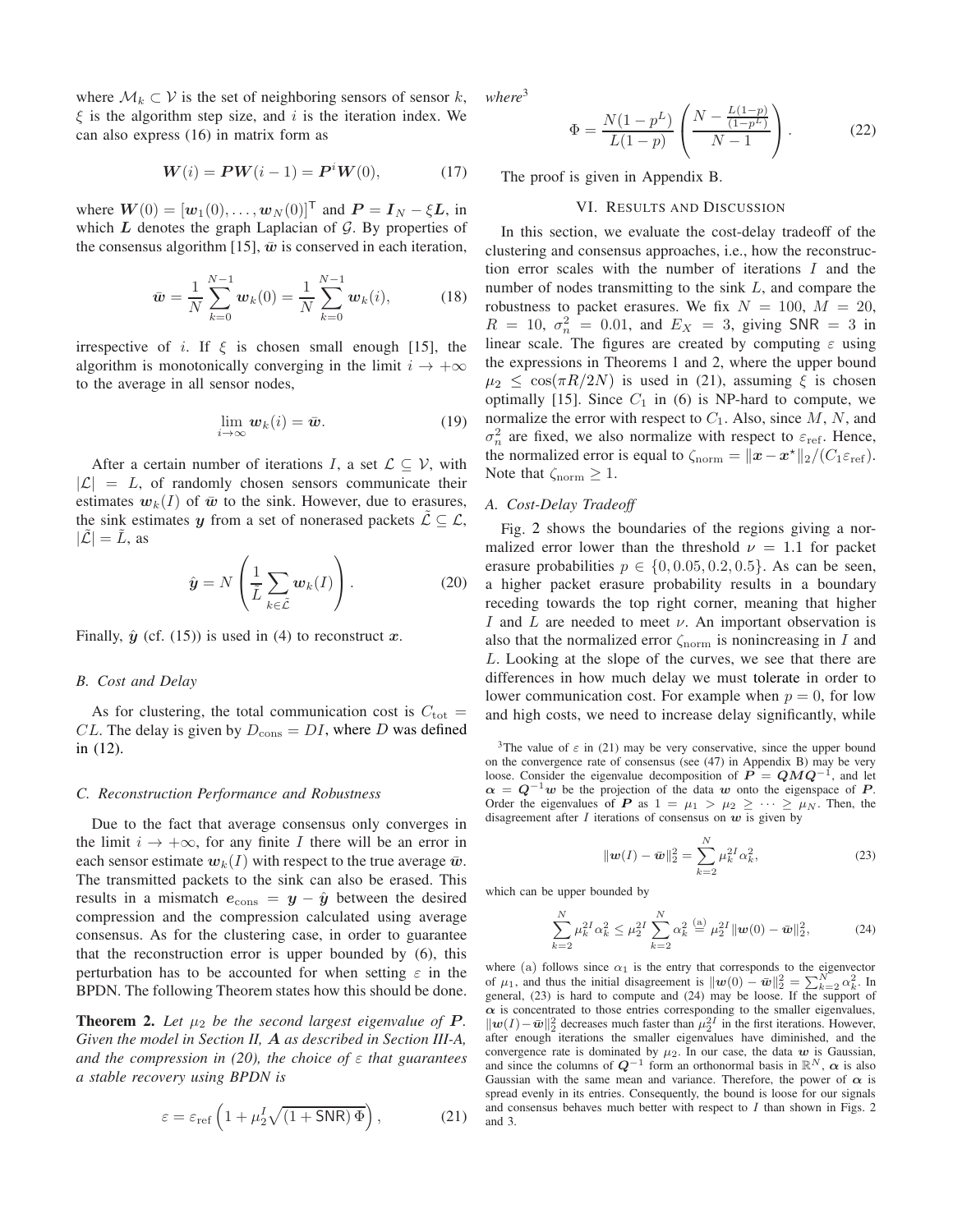where $\mathcal{M}_k \subset \mathcal{V}$ is the set of neighboring sensors of sensor $k$, $\xi$ is the algorithm step size, and $i$ is the iteration index. We can also express (16) in matrix form as

$$\boldsymbol{W}(i) = \boldsymbol{P}\boldsymbol{W}(i-1) = \boldsymbol{P}^i \boldsymbol{W}(0), \tag{17}$$

where $\boldsymbol{W}(0) = [\boldsymbol{w}_1(0), \ldots, \boldsymbol{w}_N(0)]^\mathsf{T}$ and $\boldsymbol{P} = \boldsymbol{I}_N - \xi \boldsymbol{L}$, in which $\boldsymbol{L}$ denotes the graph Laplacian of $\mathcal{G}$. By properties of the consensus algorithm [15], $\bar{\boldsymbol{w}}$ is conserved in each iteration,

$$\bar{\boldsymbol{w}} = \frac{1}{N}\sum_{k=0}^{N-1} \boldsymbol{w}_k(0) = \frac{1}{N}\sum_{k=0}^{N-1} \boldsymbol{w}_k(i), \tag{18}$$

irrespective of $i$. If $\xi$ is chosen small enough [15], the algorithm is monotonically converging in the limit $i \to +\infty$ to the average in all sensor nodes,

$$\lim_{i\to\infty} \boldsymbol{w}_k(i) = \bar{\boldsymbol{w}}. \tag{19}$$

After a certain number of iterations $I$, a set $\mathcal{L} \subseteq \mathcal{V}$, with $|\mathcal{L}| = L$, of randomly chosen sensors communicate their estimates $\boldsymbol{w}_k(I)$ of $\bar{\boldsymbol{w}}$ to the sink. However, due to erasures, the sink estimates $\boldsymbol{y}$ from a set of nonerased packets $\tilde{\mathcal{L}} \subseteq \mathcal{L}$, $|\tilde{\mathcal{L}}| = \tilde{L}$, as

$$\hat{\boldsymbol{y}} = N\left(\frac{1}{\tilde{L}}\sum_{k\in\tilde{\mathcal{L}}} \boldsymbol{w}_k(I)\right). \tag{20}$$

Finally, $\hat{\boldsymbol{y}}$ (cf. (15)) is used in (4) to reconstruct $\boldsymbol{x}$.

### B. Cost and Delay

As for clustering, the total communication cost is $C_{\text{tot}} = CL$. The delay is given by $D_{\text{cons}} = DI$, where $D$ was defined in (12).

### C. Reconstruction Performance and Robustness

Due to the fact that average consensus only converges in the limit $i \to +\infty$, for any finite $I$ there will be an error in each sensor estimate $\boldsymbol{w}_k(I)$ with respect to the true average $\bar{\boldsymbol{w}}$. The transmitted packets to the sink can also be erased. This results in a mismatch $\boldsymbol{e}_{\text{cons}} = \boldsymbol{y} - \hat{\boldsymbol{y}}$ between the desired compression and the compression calculated using average consensus. As for the clustering case, in order to guarantee that the reconstruction error is upper bounded by (6), this perturbation has to be accounted for when setting $\varepsilon$ in the BPDN. The following Theorem states how this should be done.

**Theorem 2.** *Let $\mu_2$ be the second largest eigenvalue of $\boldsymbol{P}$. Given the model in Section II, $\boldsymbol{A}$ as described in Section III-A, and the compression in (20), the choice of $\varepsilon$ that guarantees a stable recovery using BPDN is*

$$\varepsilon = \varepsilon_{\text{ref}}\left(1 + \mu_2^I \sqrt{(1+\mathsf{SNR})\,\Phi}\right), \tag{21}$$

*where*[3]

$$\Phi = \frac{N(1-p^L)}{L(1-p)}\left(\frac{N - \frac{L(1-p)}{(1-p^L)}}{N-1}\right). \tag{22}$$

The proof is given in Appendix B.

## VI. Results and Discussion

In this section, we evaluate the cost-delay tradeoff of the clustering and consensus approaches, i.e., how the reconstruction error scales with the number of iterations $I$ and the number of nodes transmitting to the sink $L$, and compare the robustness to packet erasures. We fix $N = 100$, $M = 20$, $R = 10$, $\sigma_n^2 = 0.01$, and $E_X = 3$, giving $\mathsf{SNR} = 3$ in linear scale. The figures are created by computing $\varepsilon$ using the expressions in Theorems 1 and 2, where the upper bound $\mu_2 \le \cos(\pi R/2N)$ is used in (21), assuming $\xi$ is chosen optimally [15]. Since $C_1$ in (6) is NP-hard to compute, we normalize the error with respect to $C_1$. Also, since $M$, $N$, and $\sigma_n^2$ are fixed, we also normalize with respect to $\varepsilon_{\text{ref}}$. Hence, the normalized error is equal to $\zeta_{\text{norm}} = \|\boldsymbol{x} - \boldsymbol{x}^\star\|_2 / (C_1 \varepsilon_{\text{ref}})$. Note that $\zeta_{\text{norm}} \ge 1$.

### A. Cost-Delay Tradeoff

Fig. 2 shows the boundaries of the regions giving a normalized error lower than the threshold $\nu = 1.1$ for packet erasure probabilities $p \in \{0, 0.05, 0.2, 0.5\}$. As can be seen, a higher packet erasure probability results in a boundary receding towards the top right corner, meaning that higher $I$ and $L$ are needed to meet $\nu$. An important observation is also that the normalized error $\zeta_{\text{norm}}$ is nonincreasing in $I$ and $L$. Looking at the slope of the curves, we see that there are differences in how much delay we must tolerate in order to lower communication cost. For example when $p = 0$, for low and high costs, we need to increase delay significantly, while

[3] The value of $\varepsilon$ in (21) may be very conservative, since the upper bound on the convergence rate of consensus (see (47) in Appendix B) may be very loose. Consider the eigenvalue decomposition of $\boldsymbol{P} = \boldsymbol{Q}\boldsymbol{M}\boldsymbol{Q}^{-1}$, and let $\boldsymbol{\alpha} = \boldsymbol{Q}^{-1}\boldsymbol{w}$ be the projection of the data $\boldsymbol{w}$ onto the eigenspace of $\boldsymbol{P}$. Order the eigenvalues of $\boldsymbol{P}$ as $1 = \mu_1 > \mu_2 \ge \cdots \ge \mu_N$. Then, the disagreement after $I$ iterations of consensus on $\boldsymbol{w}$ is given by

$$\|\boldsymbol{w}(I) - \bar{\boldsymbol{w}}\|_2^2 = \sum_{k=2}^{N} \mu_k^{2I}\alpha_k^2, \tag{23}$$

which can be upper bounded by

$$\sum_{k=2}^{N} \mu_k^{2I}\alpha_k^2 \le \mu_2^{2I}\sum_{k=2}^{N}\alpha_k^2 \overset{(a)}{=} \mu_2^{2I}\|\boldsymbol{w}(0) - \bar{\boldsymbol{w}}\|_2^2, \tag{24}$$

where (a) follows since $\alpha_1$ is the entry that corresponds to the eigenvector of $\mu_1$, and thus the initial disagreement is $\|\boldsymbol{w}(0) - \bar{\boldsymbol{w}}\|_2^2 = \sum_{k=2}^{N}\alpha_k^2$. In general, (23) is hard to compute and (24) may be loose. If the support of $\boldsymbol{\alpha}$ is concentrated to those entries corresponding to the smaller eigenvalues, $\|\boldsymbol{w}(I) - \bar{\boldsymbol{w}}\|_2^2$ decreases much faster than $\mu_2^{2I}$ in the first iterations. However, after enough iterations the smaller eigenvalues have diminished, and the convergence rate is dominated by $\mu_2$. In our case, the data $\boldsymbol{w}$ is Gaussian, and since the columns of $\boldsymbol{Q}^{-1}$ form an orthonormal basis in $\mathbb{R}^N$, $\boldsymbol{\alpha}$ is also Gaussian with the same mean and variance. Therefore, the power of $\boldsymbol{\alpha}$ is spread evenly in its entries. Consequently, the bound is loose for our signals and consensus behaves much better with respect to $I$ than shown in Figs. 2 and 3.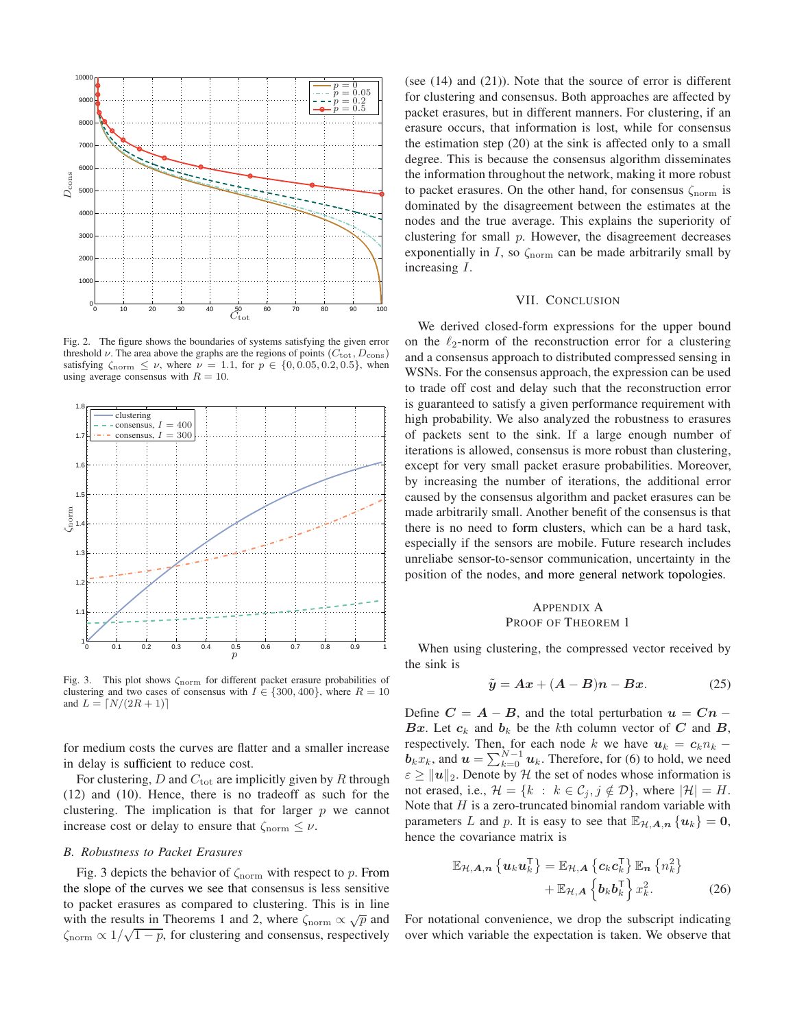Fig. 2. The figure shows the boundaries of systems satisfying the given error threshold $\nu$. The area above the graphs are the regions of points $(C_{\text{tot}}, D_{\text{cons}})$ satisfying $\zeta_{\text{norm}} \leq \nu$, where $\nu = 1.1$, for $p \in \{0, 0.05, 0.2, 0.5\}$, when using average consensus with $R = 10$.

Fig. 3. This plot shows $\zeta_{\text{norm}}$ for different packet erasure probabilities of clustering and two cases of consensus with $I \in \{300, 400\}$, where $R = 10$ and $L = \lceil N/(2R+1) \rceil$

for medium costs the curves are flatter and a smaller increase in delay is sufficient to reduce cost.

For clustering, $D$ and $C_{\text{tot}}$ are implicitly given by $R$ through (12) and (10). Hence, there is no tradeoff as such for the clustering. The implication is that for larger $p$ we cannot increase cost or delay to ensure that $\zeta_{\text{norm}} \leq \nu$.

### *B. Robustness to Packet Erasures*

Fig. 3 depicts the behavior of $\zeta_{\text{norm}}$ with respect to $p$. From the slope of the curves we see that consensus is less sensitive to packet erasures as compared to clustering. This is in line with the results in Theorems 1 and 2, where $\zeta_{\text{norm}} \propto \sqrt{p}$ and $\zeta_{\text{norm}} \propto 1/\sqrt{1-p}$, for clustering and consensus, respectively (see (14) and (21)). Note that the source of error is different for clustering and consensus. Both approaches are affected by packet erasures, but in different manners. For clustering, if an erasure occurs, that information is lost, while for consensus the estimation step (20) at the sink is affected only to a small degree. This is because the consensus algorithm disseminates the information throughout the network, making it more robust to packet erasures. On the other hand, for consensus $\zeta_{\text{norm}}$ is dominated by the disagreement between the estimates at the nodes and the true average. This explains the superiority of clustering for small $p$. However, the disagreement decreases exponentially in $I$, so $\zeta_{\text{norm}}$ can be made arbitrarily small by increasing $I$.

## VII. Conclusion

We derived closed-form expressions for the upper bound on the $\ell_2$-norm of the reconstruction error for a clustering and a consensus approach to distributed compressed sensing in WSNs. For the consensus approach, the expression can be used to trade off cost and delay such that the reconstruction error is guaranteed to satisfy a given performance requirement with high probability. We also analyzed the robustness to erasures of packets sent to the sink. If a large enough number of iterations is allowed, consensus is more robust than clustering, except for very small packet erasure probabilities. Moreover, by increasing the number of iterations, the additional error caused by the consensus algorithm and packet erasures can be made arbitrarily small. Another benefit of the consensus is that there is no need to form clusters, which can be a hard task, especially if the sensors are mobile. Future research includes unreliabe sensor-to-sensor communication, uncertainty in the position of the nodes, and more general network topologies.

## Appendix A
## Proof of Theorem 1

When using clustering, the compressed vector received by the sink is

$$\tilde{\boldsymbol{y}} = \boldsymbol{A}\boldsymbol{x} + (\boldsymbol{A} - \boldsymbol{B})\boldsymbol{n} - \boldsymbol{B}\boldsymbol{x}. \tag{25}$$

Define $\boldsymbol{C} = \boldsymbol{A} - \boldsymbol{B}$, and the total perturbation $\boldsymbol{u} = \boldsymbol{C}\boldsymbol{n} - \boldsymbol{B}\boldsymbol{x}$. Let $\boldsymbol{c}_k$ and $\boldsymbol{b}_k$ be the $k$th column vector of $\boldsymbol{C}$ and $\boldsymbol{B}$, respectively. Then, for each node $k$ we have $\boldsymbol{u}_k = \boldsymbol{c}_k n_k - \boldsymbol{b}_k x_k$, and $\boldsymbol{u} = \sum_{k=0}^{N-1} \boldsymbol{u}_k$. Therefore, for (6) to hold, we need $\varepsilon \geq \|\boldsymbol{u}\|_2$. Denote by $\mathcal{H}$ the set of nodes whose information is not erased, i.e., $\mathcal{H} = \{k \; : \; k \in \mathcal{C}_j, j \notin \mathcal{D}\}$, where $|\mathcal{H}| = H$. Note that $H$ is a zero-truncated binomial random variable with parameters $L$ and $p$. It is easy to see that $\mathbb{E}_{\mathcal{H},\boldsymbol{A},\boldsymbol{n}}\{\boldsymbol{u}_k\} = \boldsymbol{0}$, hence the covariance matrix is

$$\mathbb{E}_{\mathcal{H},\boldsymbol{A},\boldsymbol{n}}\left\{\boldsymbol{u}_k \boldsymbol{u}_k^\mathsf{T}\right\} = \mathbb{E}_{\mathcal{H},\boldsymbol{A}}\left\{\boldsymbol{c}_k \boldsymbol{c}_k^\mathsf{T}\right\} \mathbb{E}_{\boldsymbol{n}}\left\{n_k^2\right\} + \mathbb{E}_{\mathcal{H},\boldsymbol{A}}\left\{\boldsymbol{b}_k \boldsymbol{b}_k^\mathsf{T}\right\} x_k^2. \tag{26}$$

For notational convenience, we drop the subscript indicating over which variable the expectation is taken. We observe that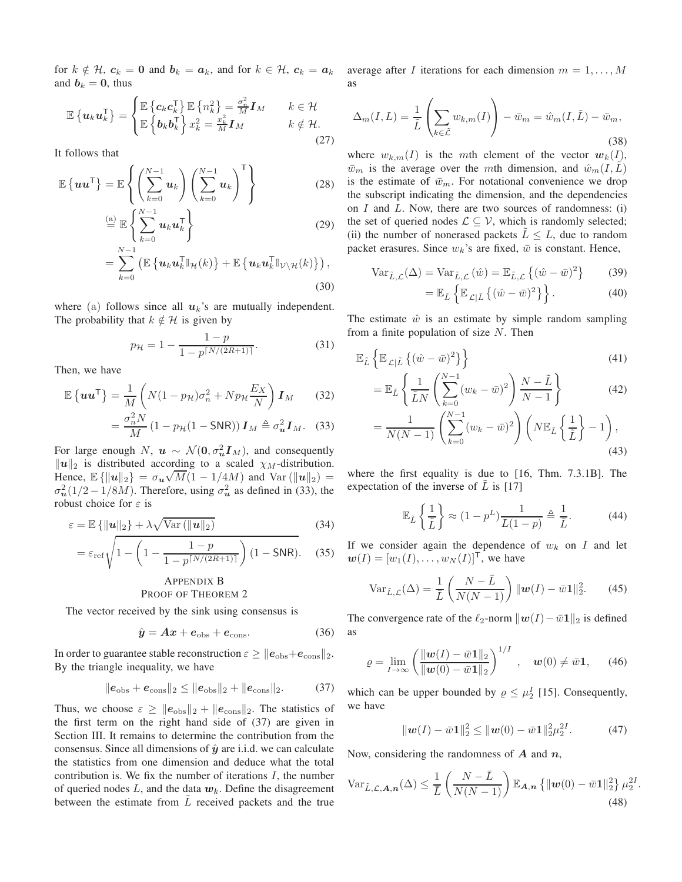for $k \notin \mathcal{H}$, $\boldsymbol{c}_k = \boldsymbol{0}$ and $\boldsymbol{b}_k = \boldsymbol{a}_k$, and for $k \in \mathcal{H}$, $\boldsymbol{c}_k = \boldsymbol{a}_k$ and $\boldsymbol{b}_k = \boldsymbol{0}$, thus

$$\mathbb{E}\left\{\boldsymbol{u}_k\boldsymbol{u}_k^\mathsf{T}\right\} = \begin{cases} \mathbb{E}\left\{\boldsymbol{c}_k\boldsymbol{c}_k^\mathsf{T}\right\}\mathbb{E}\left\{n_k^2\right\} = \frac{\sigma_n^2}{M}\boldsymbol{I}_M & k \in \mathcal{H} \\ \mathbb{E}\left\{\boldsymbol{b}_k\boldsymbol{b}_k^\mathsf{T}\right\}x_k^2 = \frac{x_k^2}{M}\boldsymbol{I}_M & k \notin \mathcal{H}. \end{cases} \tag{27}$$

It follows that

$$\mathbb{E}\left\{\boldsymbol{u}\boldsymbol{u}^\mathsf{T}\right\} = \mathbb{E}\left\{\left(\sum_{k=0}^{N-1}\boldsymbol{u}_k\right)\left(\sum_{k=0}^{N-1}\boldsymbol{u}_k\right)^\mathsf{T}\right\} \tag{28}$$

$$\stackrel{\text{(a)}}{=} \mathbb{E}\left\{\sum_{k=0}^{N-1}\boldsymbol{u}_k\boldsymbol{u}_k^\mathsf{T}\right\} \tag{29}$$

$$= \sum_{k=0}^{N-1}\left(\mathbb{E}\left\{\boldsymbol{u}_k\boldsymbol{u}_k^\mathsf{T}\mathbb{I}_{\mathcal{H}}(k)\right\} + \mathbb{E}\left\{\boldsymbol{u}_k\boldsymbol{u}_k^\mathsf{T}\mathbb{I}_{\mathcal{V}\setminus\mathcal{H}}(k)\right\}\right), \tag{30}$$

where (a) follows since all $\boldsymbol{u}_k$'s are mutually independent. The probability that $k \notin \mathcal{H}$ is given by

$$p_{\mathcal{H}} = 1 - \frac{1-p}{1-p^{\lceil N/(2R+1)\rceil}}. \tag{31}$$

Then, we have

$$\mathbb{E}\left\{\boldsymbol{u}\boldsymbol{u}^\mathsf{T}\right\} = \frac{1}{M}\left(N(1-p_{\mathcal{H}})\sigma_n^2 + Np_{\mathcal{H}}\frac{E_X}{N}\right)\boldsymbol{I}_M \tag{32}$$

$$= \frac{\sigma_n^2 N}{M}\left(1 - p_{\mathcal{H}}(1-\mathsf{SNR})\right)\boldsymbol{I}_M \triangleq \sigma_{\boldsymbol{u}}^2\boldsymbol{I}_M. \tag{33}$$

For large enough $N$, $\boldsymbol{u} \sim \mathcal{N}(\boldsymbol{0}, \sigma_{\boldsymbol{u}}^2\boldsymbol{I}_M)$, and consequently $\|\boldsymbol{u}\|_2$ is distributed according to a scaled $\chi_M$-distribution. Hence, $\mathbb{E}\left\{\|\boldsymbol{u}\|_2\right\} = \sigma_{\boldsymbol{u}}\sqrt{M}(1-1/4M)$ and $\mathrm{Var}\left(\|\boldsymbol{u}\|_2\right) = \sigma_{\boldsymbol{u}}^2(1/2 - 1/8M)$. Therefore, using $\sigma_{\boldsymbol{u}}^2$ as defined in (33), the robust choice for $\varepsilon$ is

$$\varepsilon = \mathbb{E}\left\{\|\boldsymbol{u}\|_2\right\} + \lambda\sqrt{\mathrm{Var}\left(\|\boldsymbol{u}\|_2\right)} \tag{34}$$

$$= \varepsilon_{\text{ref}}\sqrt{1 - \left(1 - \frac{1-p}{1-p^{\lceil N/(2R+1)\rceil}}\right)(1-\mathsf{SNR})}. \tag{35}$$

## Appendix B
## Proof of Theorem 2

The vector received by the sink using consensus is

$$\hat{\boldsymbol{y}} = \boldsymbol{A}\boldsymbol{x} + \boldsymbol{e}_{\text{obs}} + \boldsymbol{e}_{\text{cons}}. \tag{36}$$

In order to guarantee stable reconstruction $\varepsilon \geq \|\boldsymbol{e}_{\text{obs}} + \boldsymbol{e}_{\text{cons}}\|_2$. By the triangle inequality, we have

$$\|\boldsymbol{e}_{\text{obs}} + \boldsymbol{e}_{\text{cons}}\|_2 \leq \|\boldsymbol{e}_{\text{obs}}\|_2 + \|\boldsymbol{e}_{\text{cons}}\|_2. \tag{37}$$

Thus, we choose $\varepsilon \geq \|\boldsymbol{e}_{\text{obs}}\|_2 + \|\boldsymbol{e}_{\text{cons}}\|_2$. The statistics of the first term on the right hand side of (37) are given in Section III. It remains to determine the contribution from the consensus. Since all dimensions of $\hat{\boldsymbol{y}}$ are i.i.d. we can calculate the statistics from one dimension and deduce what the total contribution is. We fix the number of iterations $I$, the number of queried nodes $L$, and the data $\boldsymbol{w}_k$. Define the disagreement between the estimate from $\tilde{L}$ received packets and the true average after $I$ iterations for each dimension $m = 1, \ldots, M$ as

$$\Delta_m(I, L) = \frac{1}{\tilde{L}}\left(\sum_{k\in\tilde{\mathcal{L}}} w_{k,m}(I)\right) - \bar{w}_m = \hat{w}_m(I, \tilde{L}) - \bar{w}_m, \tag{38}$$

where $w_{k,m}(I)$ is the $m$th element of the vector $\boldsymbol{w}_k(I)$, $\bar{w}_m$ is the average over the $m$th dimension, and $\hat{w}_m(I, \tilde{L})$ is the estimate of $\bar{w}_m$. For notational convenience we drop the subscript indicating the dimension, and the dependencies on $I$ and $L$. Now, there are two sources of randomness: (i) the set of queried nodes $\mathcal{L} \subseteq \mathcal{V}$, which is randomly selected; (ii) the number of nonerased packets $\tilde{L} \leq L$, due to random packet erasures. Since $w_k$'s are fixed, $\bar{w}$ is constant. Hence,

$$\mathrm{Var}_{\tilde{L},\mathcal{L}}(\Delta) = \mathrm{Var}_{\tilde{L},\mathcal{L}}\left(\hat{w}\right) = \mathbb{E}_{\tilde{L},\mathcal{L}}\left\{(\hat{w} - \bar{w})^2\right\} \tag{39}$$

$$= \mathbb{E}_{\tilde{L}}\left\{\mathbb{E}_{\mathcal{L}|\tilde{L}}\left\{(\hat{w} - \bar{w})^2\right\}\right\}. \tag{40}$$

The estimate $\hat{w}$ is an estimate by simple random sampling from a finite population of size $N$. Then

$$\mathbb{E}_{\tilde{L}}\left\{\mathbb{E}_{\mathcal{L}|\tilde{L}}\left\{(\hat{w} - \bar{w})^2\right\}\right\} \tag{41}$$

$$= \mathbb{E}_{\tilde{L}}\left\{\frac{1}{\tilde{L}N}\left(\sum_{k=0}^{N-1}(w_k - \bar{w})^2\right)\frac{N-\tilde{L}}{N-1}\right\} \tag{42}$$

$$= \frac{1}{N(N-1)}\left(\sum_{k=0}^{N-1}(w_k - \bar{w})^2\right)\left(N\mathbb{E}_{\tilde{L}}\left\{\frac{1}{\tilde{L}}\right\} - 1\right), \tag{43}$$

where the first equality is due to [16, Thm. 7.3.1B]. The expectation of the inverse of $\tilde{L}$ is [17]

$$\mathbb{E}_{\tilde{L}}\left\{\frac{1}{\tilde{L}}\right\} \approx (1-p^L)\frac{1}{L(1-p)} \triangleq \frac{1}{\bar{L}}. \tag{44}$$

If we consider again the dependence of $w_k$ on $I$ and let $\boldsymbol{w}(I) = [w_1(I), \ldots, w_N(I)]^\mathsf{T}$, we have

$$\mathrm{Var}_{\tilde{L},\mathcal{L}}(\Delta) = \frac{1}{\bar{L}}\left(\frac{N-\bar{L}}{N(N-1)}\right)\|\boldsymbol{w}(I) - \bar{w}\boldsymbol{1}\|_2^2. \tag{45}$$

The convergence rate of the $\ell_2$-norm $\|\boldsymbol{w}(I) - \bar{w}\boldsymbol{1}\|_2$ is defined as

$$\varrho = \lim_{I\to\infty}\left(\frac{\|\boldsymbol{w}(I) - \bar{w}\boldsymbol{1}\|_2}{\|\boldsymbol{w}(0) - \bar{w}\boldsymbol{1}\|_2}\right)^{1/I}, \quad \boldsymbol{w}(0) \neq \bar{w}\boldsymbol{1}, \tag{46}$$

which can be upper bounded by $\varrho \leq \mu_2^I$ [15]. Consequently, we have

$$\|\boldsymbol{w}(I) - \bar{w}\boldsymbol{1}\|_2^2 \leq \|\boldsymbol{w}(0) - \bar{w}\boldsymbol{1}\|_2^2\mu_2^{2I}. \tag{47}$$

Now, considering the randomness of $\boldsymbol{A}$ and $\boldsymbol{n}$,

$$\mathrm{Var}_{\tilde{L},\mathcal{L},\boldsymbol{A},\boldsymbol{n}}(\Delta) \leq \frac{1}{\bar{L}}\left(\frac{N-\bar{L}}{N(N-1)}\right)\mathbb{E}_{\boldsymbol{A},\boldsymbol{n}}\left\{\|\boldsymbol{w}(0) - \bar{w}\boldsymbol{1}\|_2^2\right\}\mu_2^{2I}. \tag{48}$$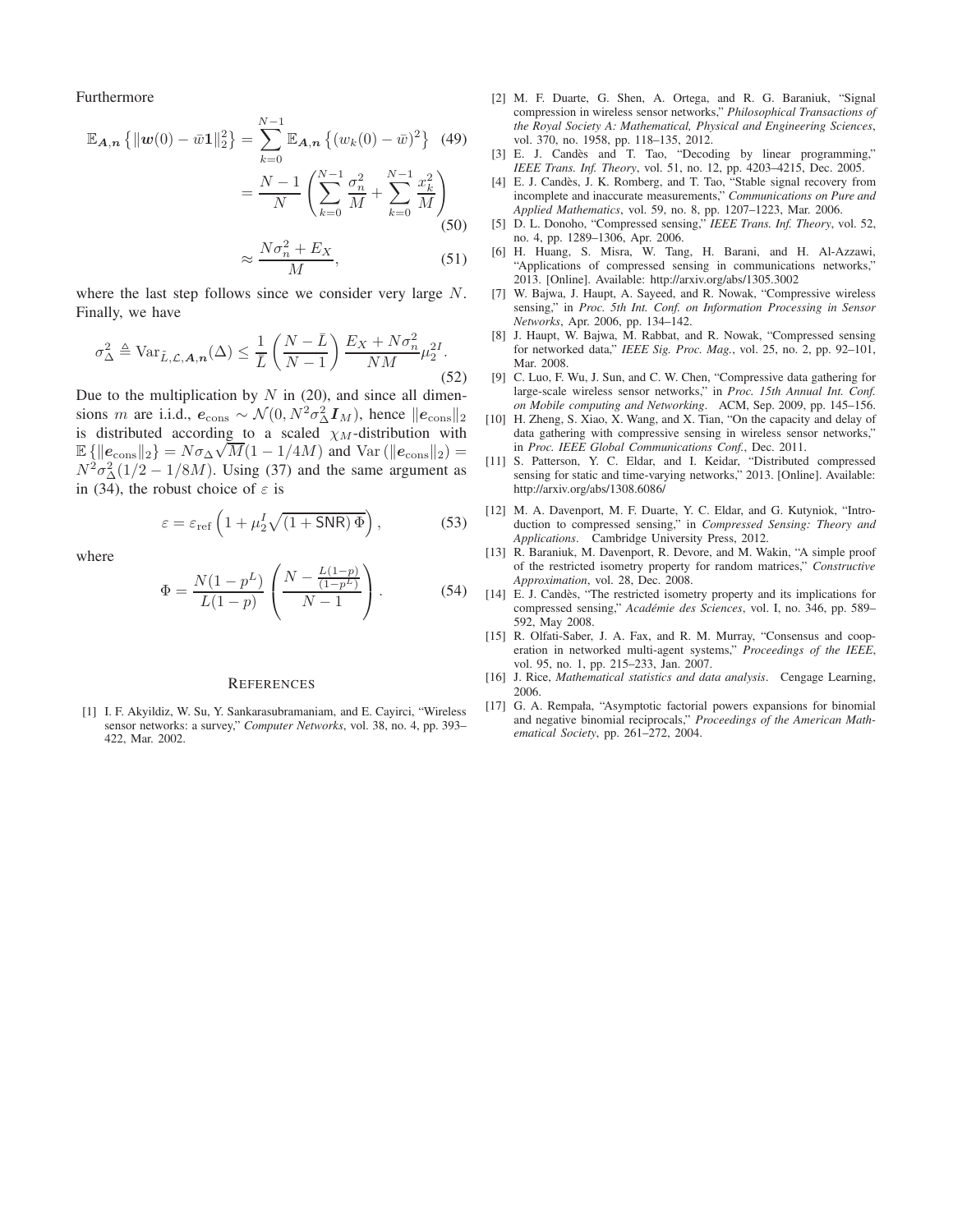Furthermore

$$\mathbb{E}_{\boldsymbol{A},\boldsymbol{n}}\left\{\|\boldsymbol{w}(0)-\bar{w}\boldsymbol{1}\|_2^2\right\} = \sum_{k=0}^{N-1}\mathbb{E}_{\boldsymbol{A},\boldsymbol{n}}\left\{(w_k(0)-\bar{w})^2\right\} \quad (49)$$

$$= \frac{N-1}{N}\left(\sum_{k=0}^{N-1}\frac{\sigma_n^2}{M}+\sum_{k=0}^{N-1}\frac{x_k^2}{M}\right) \quad (50)$$

$$\approx \frac{N\sigma_n^2+E_X}{M}, \quad (51)$$

where the last step follows since we consider very large $N$. Finally, we have

$$\sigma_\Delta^2 \triangleq \mathrm{Var}_{\tilde{L},\mathcal{L},\boldsymbol{A},\boldsymbol{n}}(\Delta) \leq \frac{1}{\bar{L}}\left(\frac{N-\bar{L}}{N-1}\right)\frac{E_X+N\sigma_n^2}{NM}\mu_2^{2I}. \quad (52)$$

Due to the multiplication by $N$ in (20), and since all dimensions $m$ are i.i.d., $\boldsymbol{e}_{\text{cons}} \sim \mathcal{N}(0, N^2\sigma_\Delta^2\boldsymbol{I}_M)$, hence $\|\boldsymbol{e}_{\text{cons}}\|_2$ is distributed according to a scaled $\chi_M$-distribution with $\mathbb{E}\{\|\boldsymbol{e}_{\text{cons}}\|_2\} = N\sigma_\Delta\sqrt{M}(1-1/4M)$ and $\mathrm{Var}(\|\boldsymbol{e}_{\text{cons}}\|_2) = N^2\sigma_\Delta^2(1/2-1/8M)$. Using (37) and the same argument as in (34), the robust choice of $\varepsilon$ is

$$\varepsilon = \varepsilon_{\text{ref}}\left(1+\mu_2^I\sqrt{(1+\mathsf{SNR})\,\Phi}\right), \quad (53)$$

where

$$\Phi = \frac{N(1-p^L)}{L(1-p)}\left(\frac{N-\frac{L(1-p)}{(1-p^L)}}{N-1}\right). \quad (54)$$

## References

[1] I. F. Akyildiz, W. Su, Y. Sankarasubramaniam, and E. Cayirci, "Wireless sensor networks: a survey," *Computer Networks*, vol. 38, no. 4, pp. 393–422, Mar. 2002.

[2] M. F. Duarte, G. Shen, A. Ortega, and R. G. Baraniuk, "Signal compression in wireless sensor networks," *Philosophical Transactions of the Royal Society A: Mathematical, Physical and Engineering Sciences*, vol. 370, no. 1958, pp. 118–135, 2012.

[3] E. J. Candès and T. Tao, "Decoding by linear programming," *IEEE Trans. Inf. Theory*, vol. 51, no. 12, pp. 4203–4215, Dec. 2005.

[4] E. J. Candès, J. K. Romberg, and T. Tao, "Stable signal recovery from incomplete and inaccurate measurements," *Communications on Pure and Applied Mathematics*, vol. 59, no. 8, pp. 1207–1223, Mar. 2006.

[5] D. L. Donoho, "Compressed sensing," *IEEE Trans. Inf. Theory*, vol. 52, no. 4, pp. 1289–1306, Apr. 2006.

[6] H. Huang, S. Misra, W. Tang, H. Barani, and H. Al-Azzawi, "Applications of compressed sensing in communications networks," 2013. [Online]. Available: http://arxiv.org/abs/1305.3002

[7] W. Bajwa, J. Haupt, A. Sayeed, and R. Nowak, "Compressive wireless sensing," in *Proc. 5th Int. Conf. on Information Processing in Sensor Networks*, Apr. 2006, pp. 134–142.

[8] J. Haupt, W. Bajwa, M. Rabbat, and R. Nowak, "Compressed sensing for networked data," *IEEE Sig. Proc. Mag.*, vol. 25, no. 2, pp. 92–101, Mar. 2008.

[9] C. Luo, F. Wu, J. Sun, and C. W. Chen, "Compressive data gathering for large-scale wireless sensor networks," in *Proc. 15th Annual Int. Conf. on Mobile computing and Networking*. ACM, Sep. 2009, pp. 145–156.

[10] H. Zheng, S. Xiao, X. Wang, and X. Tian, "On the capacity and delay of data gathering with compressive sensing in wireless sensor networks," in *Proc. IEEE Global Communications Conf.*, Dec. 2011.

[11] S. Patterson, Y. C. Eldar, and I. Keidar, "Distributed compressed sensing for static and time-varying networks," 2013. [Online]. Available: http://arxiv.org/abs/1308.6086/

[12] M. A. Davenport, M. F. Duarte, Y. C. Eldar, and G. Kutyniok, "Introduction to compressed sensing," in *Compressed Sensing: Theory and Applications*. Cambridge University Press, 2012.

[13] R. Baraniuk, M. Davenport, R. Devore, and M. Wakin, "A simple proof of the restricted isometry property for random matrices," *Constructive Approximation*, vol. 28, Dec. 2008.

[14] E. J. Candès, "The restricted isometry property and its implications for compressed sensing," *Académie des Sciences*, vol. I, no. 346, pp. 589–592, May 2008.

[15] R. Olfati-Saber, J. A. Fax, and R. M. Murray, "Consensus and cooperation in networked multi-agent systems," *Proceedings of the IEEE*, vol. 95, no. 1, pp. 215–233, Jan. 2007.

[16] J. Rice, *Mathematical statistics and data analysis*. Cengage Learning, 2006.

[17] G. A. Rempała, "Asymptotic factorial powers expansions for binomial and negative binomial reciprocals," *Proceedings of the American Mathematical Society*, pp. 261–272, 2004.